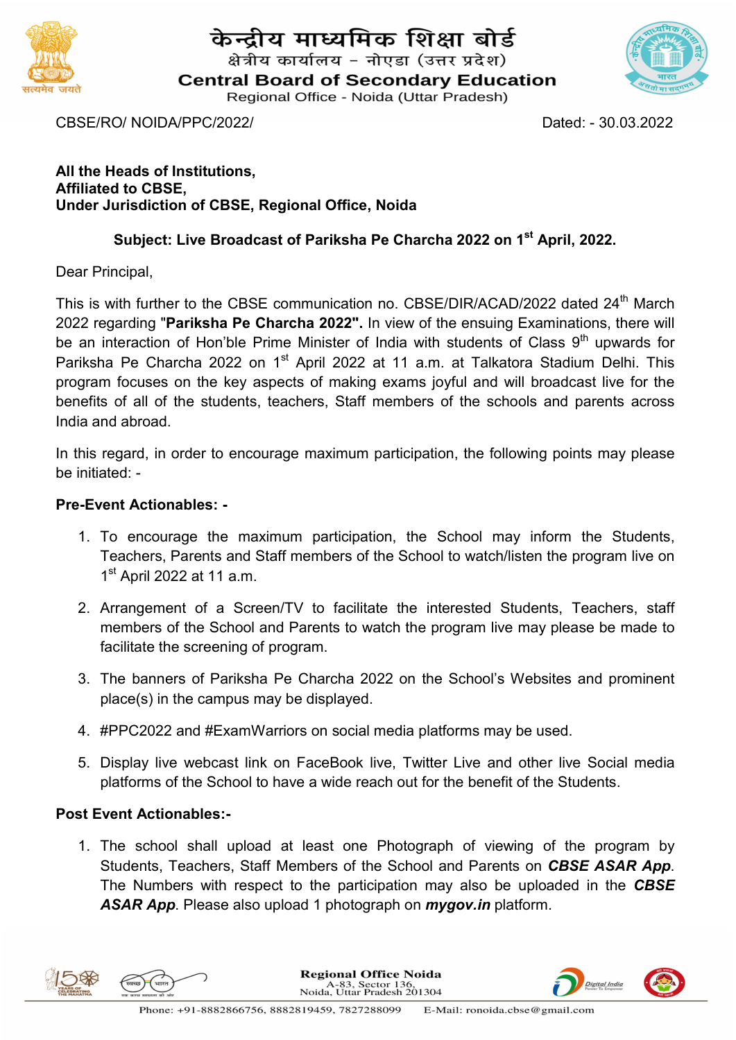# केन्द्रीय माध्यमिक शिक्षा बोर्ड

क्षेत्रीय कार्यालय – नोएडा (उत्तर प्रदेश)

## Central Board of Secondary Education

Regional Office - Noida (Uttar Pradesh)

CBSE/RO/ NOIDA/PPC/2022/ Dated: - 30.03.2022

**All the Heads of Institutions,**
**Affiliated to CBSE,**
**Under Jurisdiction of CBSE, Regional Office, Noida**

**Subject: Live Broadcast of Pariksha Pe Charcha 2022 on 1st April, 2022.**

Dear Principal,

This is with further to the CBSE communication no. CBSE/DIR/ACAD/2022 dated 24th March 2022 regarding "**Pariksha Pe Charcha 2022".** In view of the ensuing Examinations, there will be an interaction of Hon'ble Prime Minister of India with students of Class 9th upwards for Pariksha Pe Charcha 2022 on 1st April 2022 at 11 a.m. at Talkatora Stadium Delhi. This program focuses on the key aspects of making exams joyful and will broadcast live for the benefits of all of the students, teachers, Staff members of the schools and parents across India and abroad.

In this regard, in order to encourage maximum participation, the following points may please be initiated: -

**Pre-Event Actionables: -**

1. To encourage the maximum participation, the School may inform the Students, Teachers, Parents and Staff members of the School to watch/listen the program live on 1st April 2022 at 11 a.m.
2. Arrangement of a Screen/TV to facilitate the interested Students, Teachers, staff members of the School and Parents to watch the program live may please be made to facilitate the screening of program.
3. The banners of Pariksha Pe Charcha 2022 on the School's Websites and prominent place(s) in the campus may be displayed.
4. #PPC2022 and #ExamWarriors on social media platforms may be used.
5. Display live webcast link on FaceBook live, Twitter Live and other live Social media platforms of the School to have a wide reach out for the benefit of the Students.

**Post Event Actionables:-**

1. The school shall upload at least one Photograph of viewing of the program by Students, Teachers, Staff Members of the School and Parents on ***CBSE ASAR App***. The Numbers with respect to the participation may also be uploaded in the ***CBSE ASAR App***. Please also upload 1 photograph on ***mygov.in*** platform.

Regional Office Noida
A-83, Sector 136,
Noida, Uttar Pradesh 201304

Phone: +91-8882866756, 8882819459, 7827288099 E-Mail: ronoida.cbse@gmail.com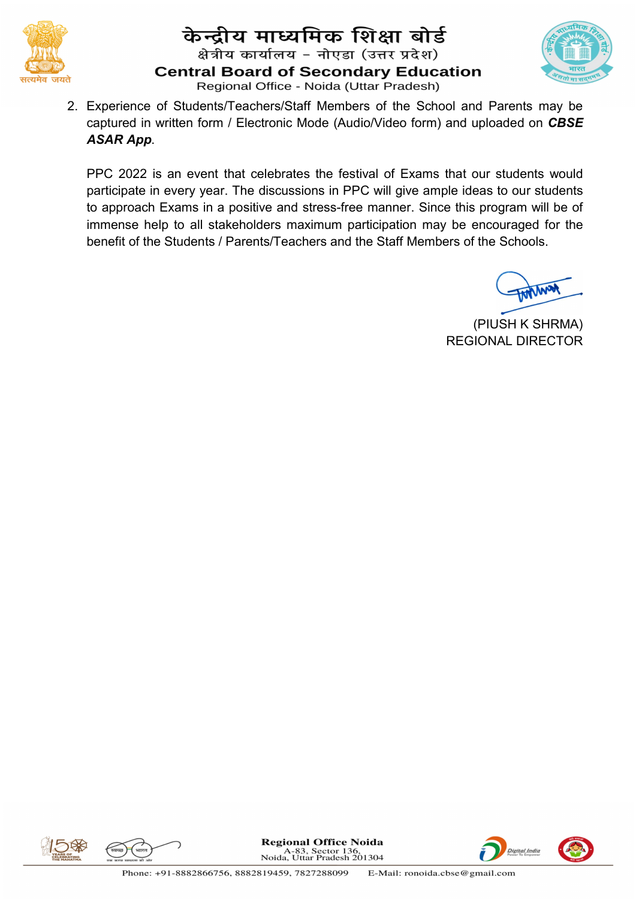2. Experience of Students/Teachers/Staff Members of the School and Parents may be captured in written form / Electronic Mode (Audio/Video form) and uploaded on ***CBSE ASAR App***.

PPC 2022 is an event that celebrates the festival of Exams that our students would participate in every year. The discussions in PPC will give ample ideas to our students to approach Exams in a positive and stress-free manner. Since this program will be of immense help to all stakeholders maximum participation may be encouraged for the benefit of the Students / Parents/Teachers and the Staff Members of the Schools.

(PIUSH K SHRMA)
REGIONAL DIRECTOR